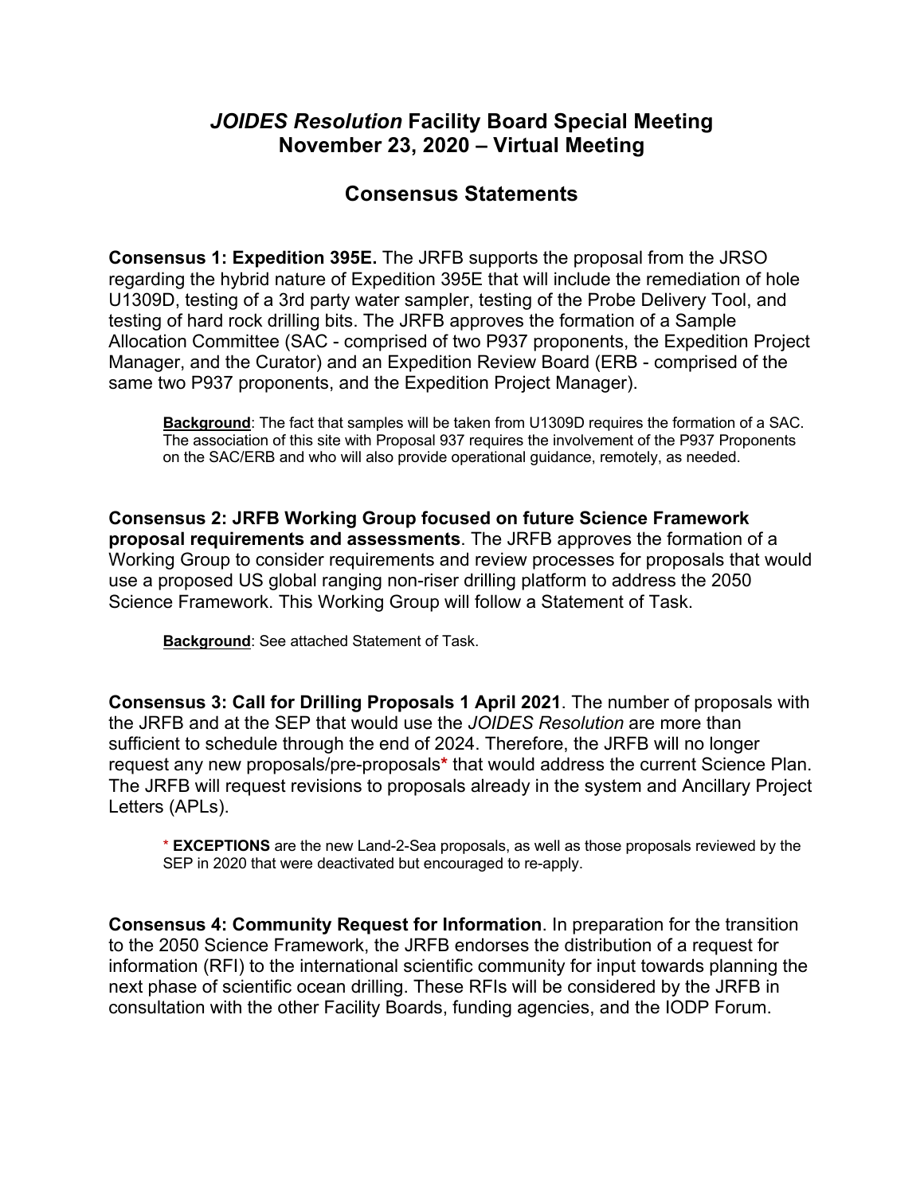# *JOIDES Resolution* Facility Board Special Meeting
# November 23, 2020 – Virtual Meeting

## Consensus Statements

**Consensus 1: Expedition 395E.** The JRFB supports the proposal from the JRSO regarding the hybrid nature of Expedition 395E that will include the remediation of hole U1309D, testing of a 3rd party water sampler, testing of the Probe Delivery Tool, and testing of hard rock drilling bits. The JRFB approves the formation of a Sample Allocation Committee (SAC - comprised of two P937 proponents, the Expedition Project Manager, and the Curator) and an Expedition Review Board (ERB - comprised of the same two P937 proponents, and the Expedition Project Manager).

> **Background**: The fact that samples will be taken from U1309D requires the formation of a SAC. The association of this site with Proposal 937 requires the involvement of the P937 Proponents on the SAC/ERB and who will also provide operational guidance, remotely, as needed.

**Consensus 2: JRFB Working Group focused on future Science Framework proposal requirements and assessments**. The JRFB approves the formation of a Working Group to consider requirements and review processes for proposals that would use a proposed US global ranging non-riser drilling platform to address the 2050 Science Framework. This Working Group will follow a Statement of Task.

> **Background**: See attached Statement of Task.

**Consensus 3: Call for Drilling Proposals 1 April 2021**. The number of proposals with the JRFB and at the SEP that would use the *JOIDES Resolution* are more than sufficient to schedule through the end of 2024. Therefore, the JRFB will no longer request any new proposals/pre-proposals* that would address the current Science Plan. The JRFB will request revisions to proposals already in the system and Ancillary Project Letters (APLs).

> * **EXCEPTIONS** are the new Land-2-Sea proposals, as well as those proposals reviewed by the SEP in 2020 that were deactivated but encouraged to re-apply.

**Consensus 4: Community Request for Information**. In preparation for the transition to the 2050 Science Framework, the JRFB endorses the distribution of a request for information (RFI) to the international scientific community for input towards planning the next phase of scientific ocean drilling. These RFIs will be considered by the JRFB in consultation with the other Facility Boards, funding agencies, and the IODP Forum.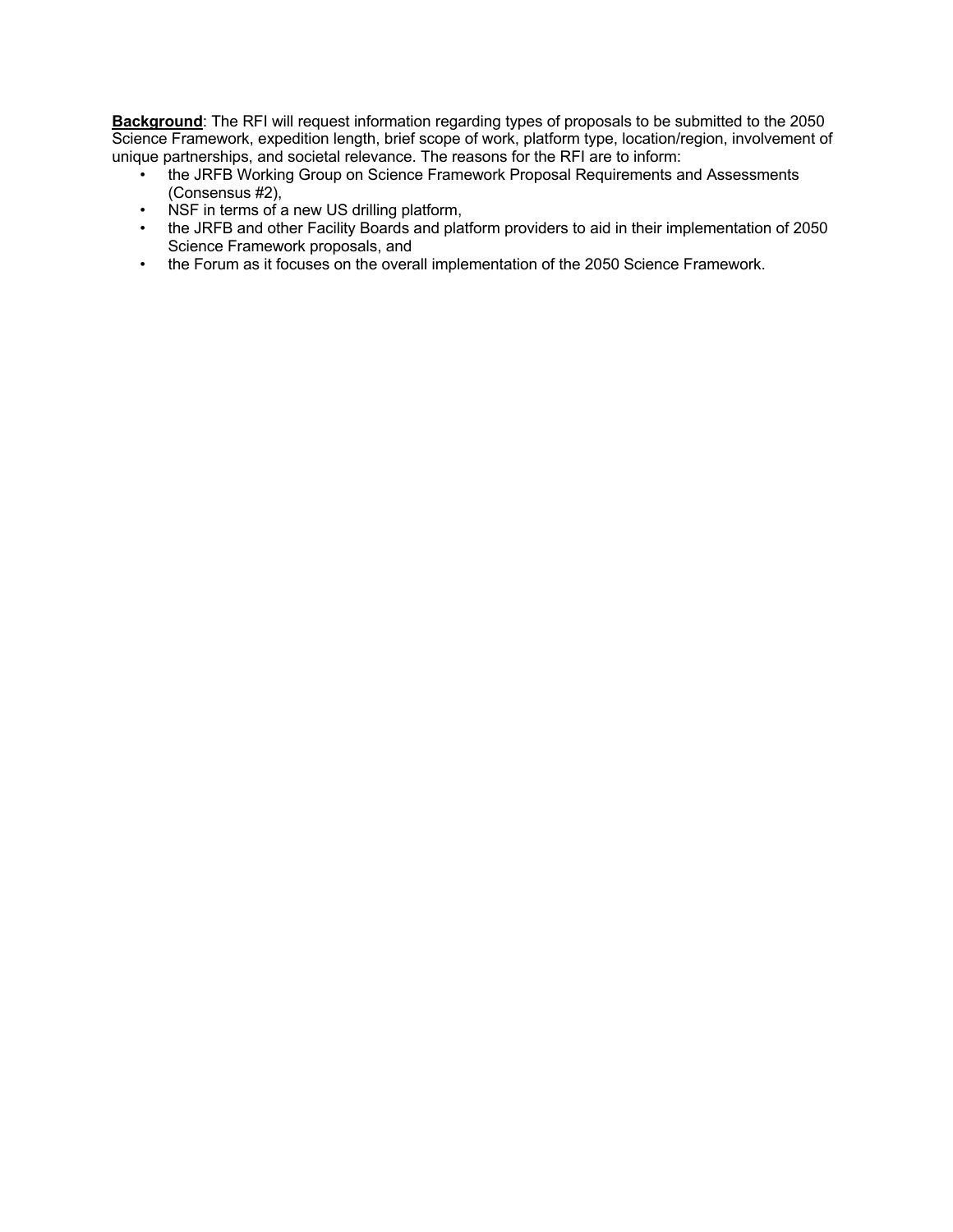**<u>Background</u>**: The RFI will request information regarding types of proposals to be submitted to the 2050 Science Framework, expedition length, brief scope of work, platform type, location/region, involvement of unique partnerships, and societal relevance. The reasons for the RFI are to inform:

- the JRFB Working Group on Science Framework Proposal Requirements and Assessments (Consensus #2),
- NSF in terms of a new US drilling platform,
- the JRFB and other Facility Boards and platform providers to aid in their implementation of 2050 Science Framework proposals, and
- the Forum as it focuses on the overall implementation of the 2050 Science Framework.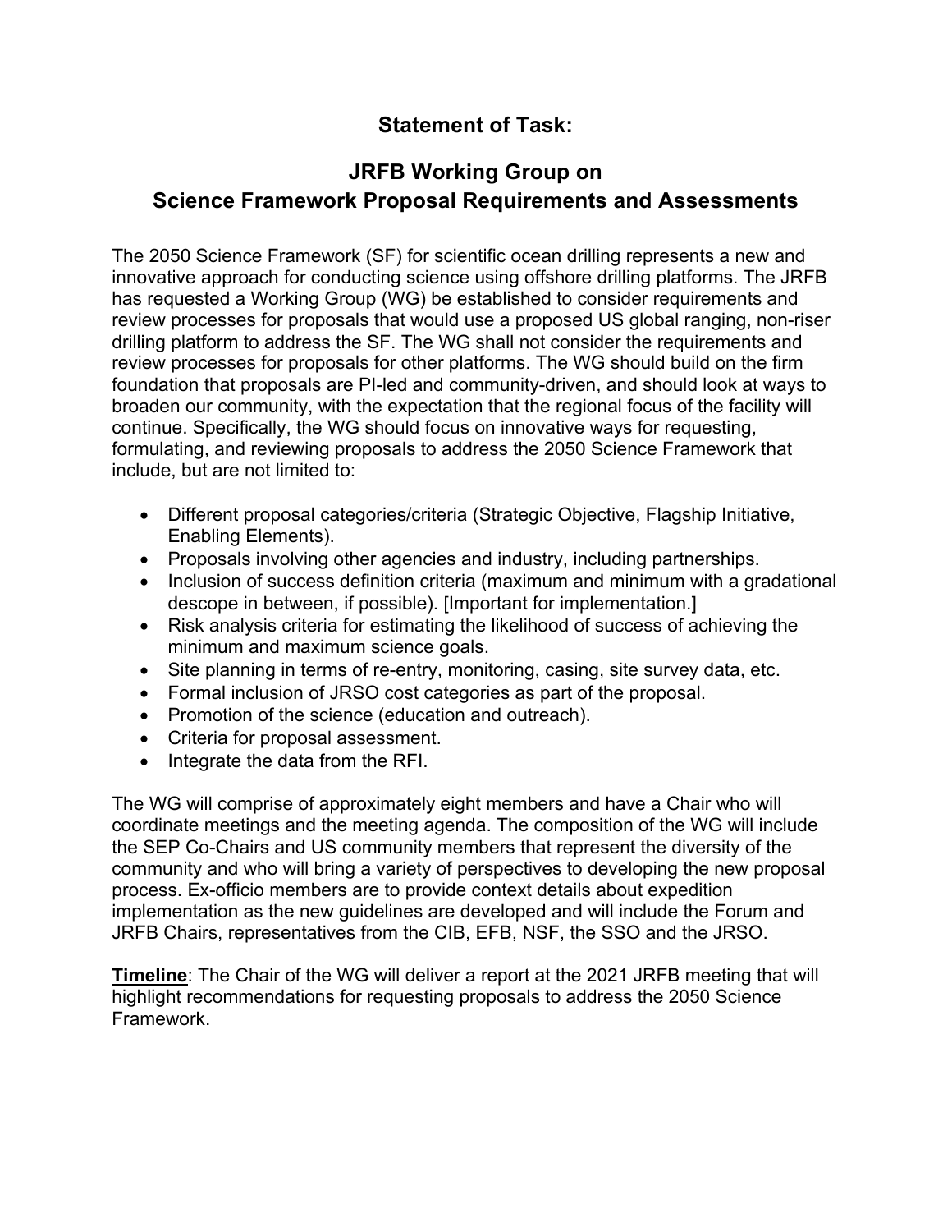# Statement of Task:

## JRFB Working Group on Science Framework Proposal Requirements and Assessments

The 2050 Science Framework (SF) for scientific ocean drilling represents a new and innovative approach for conducting science using offshore drilling platforms. The JRFB has requested a Working Group (WG) be established to consider requirements and review processes for proposals that would use a proposed US global ranging, non-riser drilling platform to address the SF. The WG shall not consider the requirements and review processes for proposals for other platforms. The WG should build on the firm foundation that proposals are PI-led and community-driven, and should look at ways to broaden our community, with the expectation that the regional focus of the facility will continue. Specifically, the WG should focus on innovative ways for requesting, formulating, and reviewing proposals to address the 2050 Science Framework that include, but are not limited to:

- Different proposal categories/criteria (Strategic Objective, Flagship Initiative, Enabling Elements).
- Proposals involving other agencies and industry, including partnerships.
- Inclusion of success definition criteria (maximum and minimum with a gradational descope in between, if possible). [Important for implementation.]
- Risk analysis criteria for estimating the likelihood of success of achieving the minimum and maximum science goals.
- Site planning in terms of re-entry, monitoring, casing, site survey data, etc.
- Formal inclusion of JRSO cost categories as part of the proposal.
- Promotion of the science (education and outreach).
- Criteria for proposal assessment.
- Integrate the data from the RFI.

The WG will comprise of approximately eight members and have a Chair who will coordinate meetings and the meeting agenda. The composition of the WG will include the SEP Co-Chairs and US community members that represent the diversity of the community and who will bring a variety of perspectives to developing the new proposal process. Ex-officio members are to provide context details about expedition implementation as the new guidelines are developed and will include the Forum and JRFB Chairs, representatives from the CIB, EFB, NSF, the SSO and the JRSO.

**Timeline**: The Chair of the WG will deliver a report at the 2021 JRFB meeting that will highlight recommendations for requesting proposals to address the 2050 Science Framework.